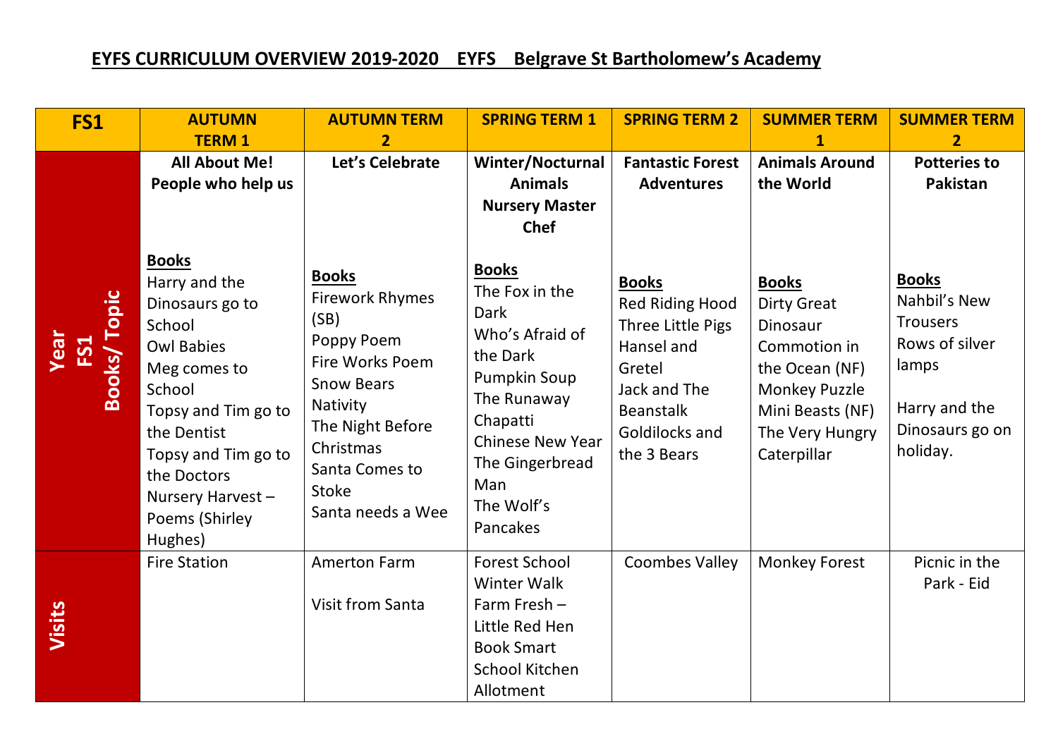# EYFS CURRICULUM OVERVIEW 2019-2020 EYFS Belgrave St Bartholomew's Academy

| FS1 | AUTUMN TERM 1 | AUTUMN TERM 2 | SPRING TERM 1 | SPRING TERM 2 | SUMMER TERM 1 | SUMMER TERM 2 |
|---|---|---|---|---|---|---|
| Year FS1 Books/ Topic | **All About Me! People who help us**<br><br>**Books**<br>Harry and the Dinosaurs go to School<br>Owl Babies<br>Meg comes to School<br>Topsy and Tim go to the Dentist<br>Topsy and Tim go to the Doctors<br>Nursery Harvest – Poems (Shirley Hughes) | **Let's Celebrate**<br><br>**Books**<br>Firework Rhymes (SB)<br>Poppy Poem<br>Fire Works Poem<br>Snow Bears<br>Nativity<br>The Night Before Christmas<br>Santa Comes to Stoke<br>Santa needs a Wee | **Winter/Nocturnal Animals Nursery Master Chef**<br><br>**Books**<br>The Fox in the Dark<br>Who's Afraid of the Dark<br>Pumpkin Soup<br>The Runaway Chapatti<br>Chinese New Year<br>The Gingerbread Man<br>The Wolf's Pancakes | **Fantastic Forest Adventures**<br><br>**Books**<br>Red Riding Hood<br>Three Little Pigs<br>Hansel and Gretel<br>Jack and The Beanstalk<br>Goldilocks and the 3 Bears | **Animals Around the World**<br><br>**Books**<br>Dirty Great Dinosaur<br>Commotion in the Ocean (NF)<br>Monkey Puzzle<br>Mini Beasts (NF)<br>The Very Hungry Caterpillar | **Potteries to Pakistan**<br><br>**Books**<br>Nahbil's New Trousers<br>Rows of silver lamps<br><br>Harry and the Dinosaurs go on holiday. |
| Visits | Fire Station | Amerton Farm<br><br>Visit from Santa | Forest School<br>Winter Walk<br>Farm Fresh – Little Red Hen<br>Book Smart<br>School Kitchen<br>Allotment | Coombes Valley | Monkey Forest | Picnic in the Park - Eid |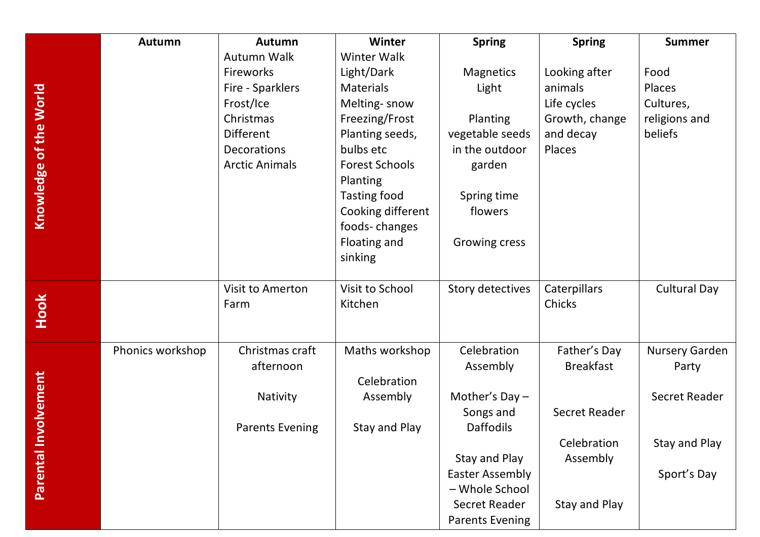| | Autumn | Autumn | Winter | Spring | Spring | Summer |
|---|---|---|---|---|---|---|
| **Knowledge of the World** | | Autumn Walk<br>Fireworks<br>Fire - Sparklers<br>Frost/Ice<br>Christmas<br>Different Decorations<br>Arctic Animals | Winter Walk<br>Light/Dark<br>Materials<br>Melting- snow<br>Freezing/Frost<br>Planting seeds, bulbs etc<br>Forest Schools<br>Planting<br>Tasting food<br>Cooking different foods- changes<br>Floating and sinking | Magnetics<br>Light<br><br>Planting vegetable seeds in the outdoor garden<br><br>Spring time flowers<br><br>Growing cress | Looking after animals<br>Life cycles<br>Growth, change and decay<br>Places | Food<br>Places<br>Cultures, religions and beliefs |
| **Hook** | | Visit to Amerton Farm | Visit to School Kitchen | Story detectives | Caterpillars<br>Chicks | Cultural Day |
| **Parental Involvement** | Phonics workshop | Christmas craft afternoon<br><br>Nativity<br><br>Parents Evening | Maths workshop<br><br>Celebration Assembly<br><br>Stay and Play | Celebration Assembly<br><br>Mother's Day – Songs and Daffodils<br><br>Stay and Play<br>Easter Assembly – Whole School<br>Secret Reader<br>Parents Evening | Father's Day Breakfast<br><br>Secret Reader<br><br>Celebration Assembly<br><br>Stay and Play | Nursery Garden Party<br><br>Secret Reader<br><br>Stay and Play<br><br>Sport's Day |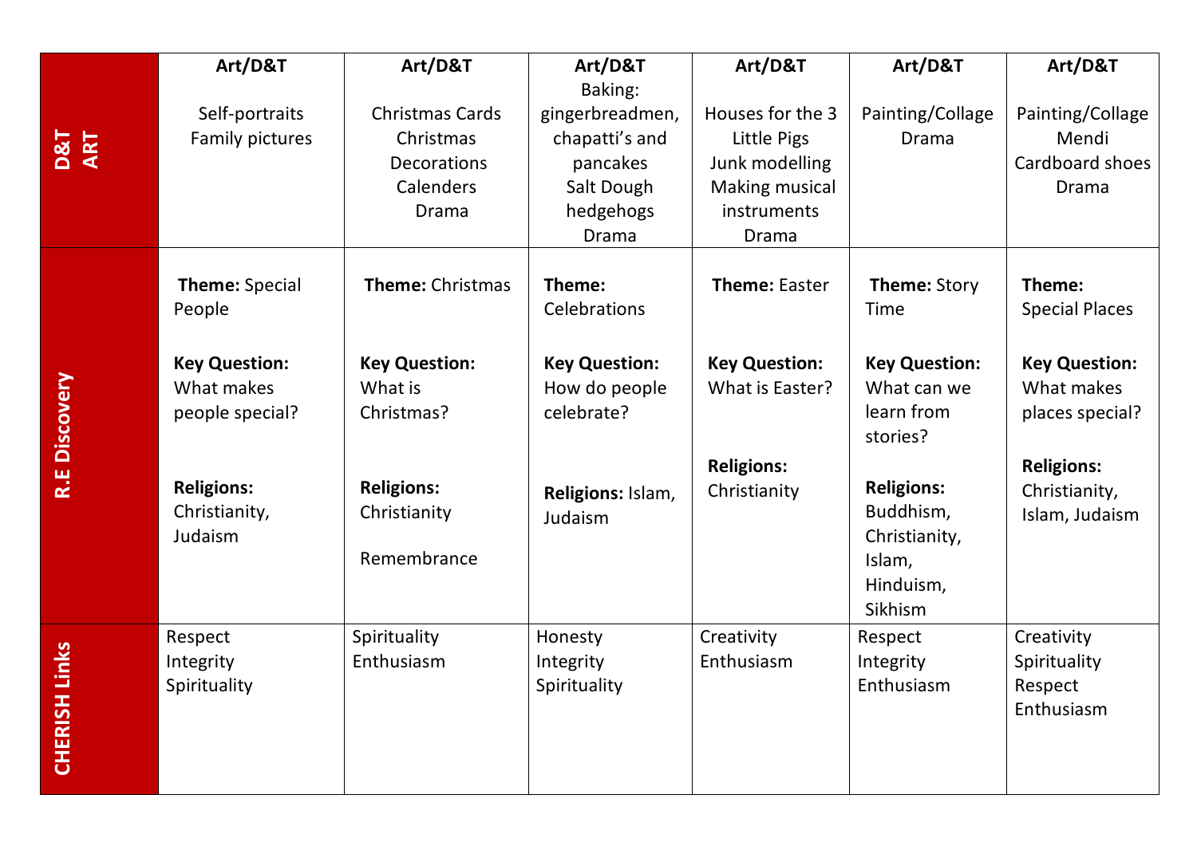| D&T ART | Art/D&T<br><br>Self-portraits<br>Family pictures | Art/D&T<br><br>Christmas Cards<br>Christmas Decorations<br>Calenders<br>Drama | Art/D&T<br>Baking: gingerbreadmen, chapatti's and pancakes<br>Salt Dough hedgehogs<br>Drama | Art/D&T<br><br>Houses for the 3 Little Pigs<br>Junk modelling<br>Making musical instruments<br>Drama | Art/D&T<br><br>Painting/Collage<br>Drama | Art/D&T<br><br>Painting/Collage<br>Mendi<br>Cardboard shoes<br>Drama |
|---|---|---|---|---|---|---|
| R.E Discovery | **Theme:** Special People<br><br>**Key Question:** What makes people special?<br><br>**Religions:** Christianity, Judaism | **Theme:** Christmas<br><br>**Key Question:** What is Christmas?<br><br>**Religions:** Christianity<br><br>Remembrance | **Theme:** Celebrations<br><br>**Key Question:** How do people celebrate?<br><br>**Religions:** Islam, Judaism | **Theme:** Easter<br><br>**Key Question:** What is Easter?<br><br>**Religions:** Christianity | **Theme:** Story Time<br><br>**Key Question:** What can we learn from stories?<br><br>**Religions:** Buddhism, Christianity, Islam, Hinduism, Sikhism | **Theme:** Special Places<br><br>**Key Question:** What makes places special?<br><br>**Religions:** Christianity, Islam, Judaism |
| CHERISH Links | Respect<br>Integrity<br>Spirituality | Spirituality<br>Enthusiasm | Honesty<br>Integrity<br>Spirituality | Creativity<br>Enthusiasm | Respect<br>Integrity<br>Enthusiasm | Creativity<br>Spirituality<br>Respect<br>Enthusiasm |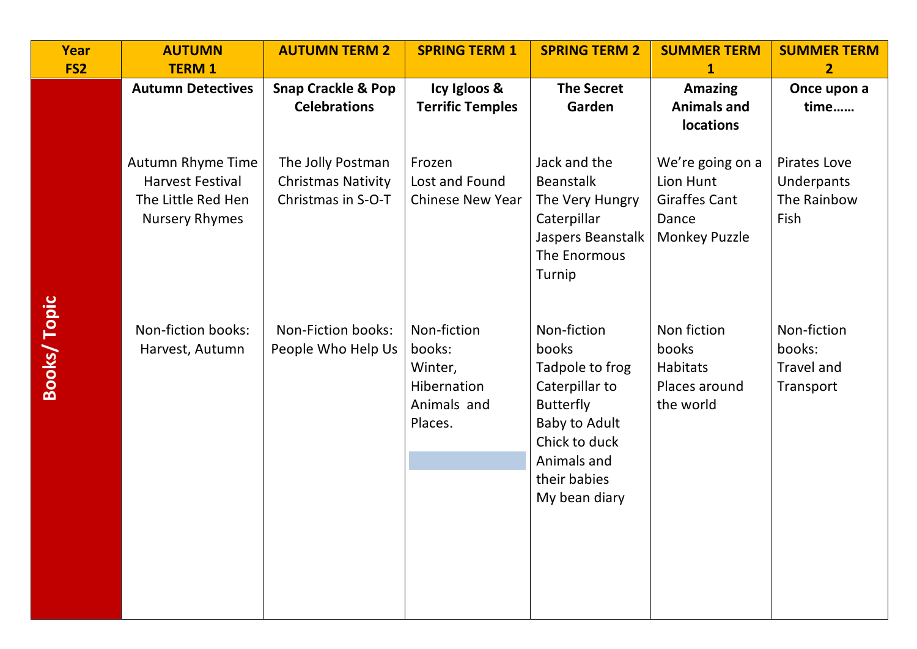| Year FS2 | AUTUMN TERM 1 | AUTUMN TERM 2 | SPRING TERM 1 | SPRING TERM 2 | SUMMER TERM 1 | SUMMER TERM 2 |
|---|---|---|---|---|---|---|
| Books/ Topic | **Autumn Detectives**<br><br>Autumn Rhyme Time<br>Harvest Festival<br>The Little Red Hen<br>Nursery Rhymes<br><br>Non-fiction books: Harvest, Autumn | **Snap Crackle & Pop Celebrations**<br><br>The Jolly Postman<br>Christmas Nativity<br>Christmas in S-O-T<br><br>Non-Fiction books: People Who Help Us | **Icy Igloos & Terrific Temples**<br><br>Frozen<br>Lost and Found<br>Chinese New Year<br><br>Non-fiction books:<br>Winter,<br>Hibernation<br>Animals and Places. | **The Secret Garden**<br><br>Jack and the Beanstalk<br>The Very Hungry Caterpillar<br>Jaspers Beanstalk<br>The Enormous Turnip<br><br>Non-fiction books<br>Tadpole to frog<br>Caterpillar to Butterfly<br>Baby to Adult<br>Chick to duck<br>Animals and their babies<br>My bean diary | **Amazing Animals and locations**<br><br>We're going on a Lion Hunt<br>Giraffes Cant Dance<br>Monkey Puzzle<br><br>Non fiction books<br>Habitats<br>Places around the world | **Once upon a time……**<br><br>Pirates Love Underpants<br>The Rainbow Fish<br><br>Non-fiction books:<br>Travel and Transport |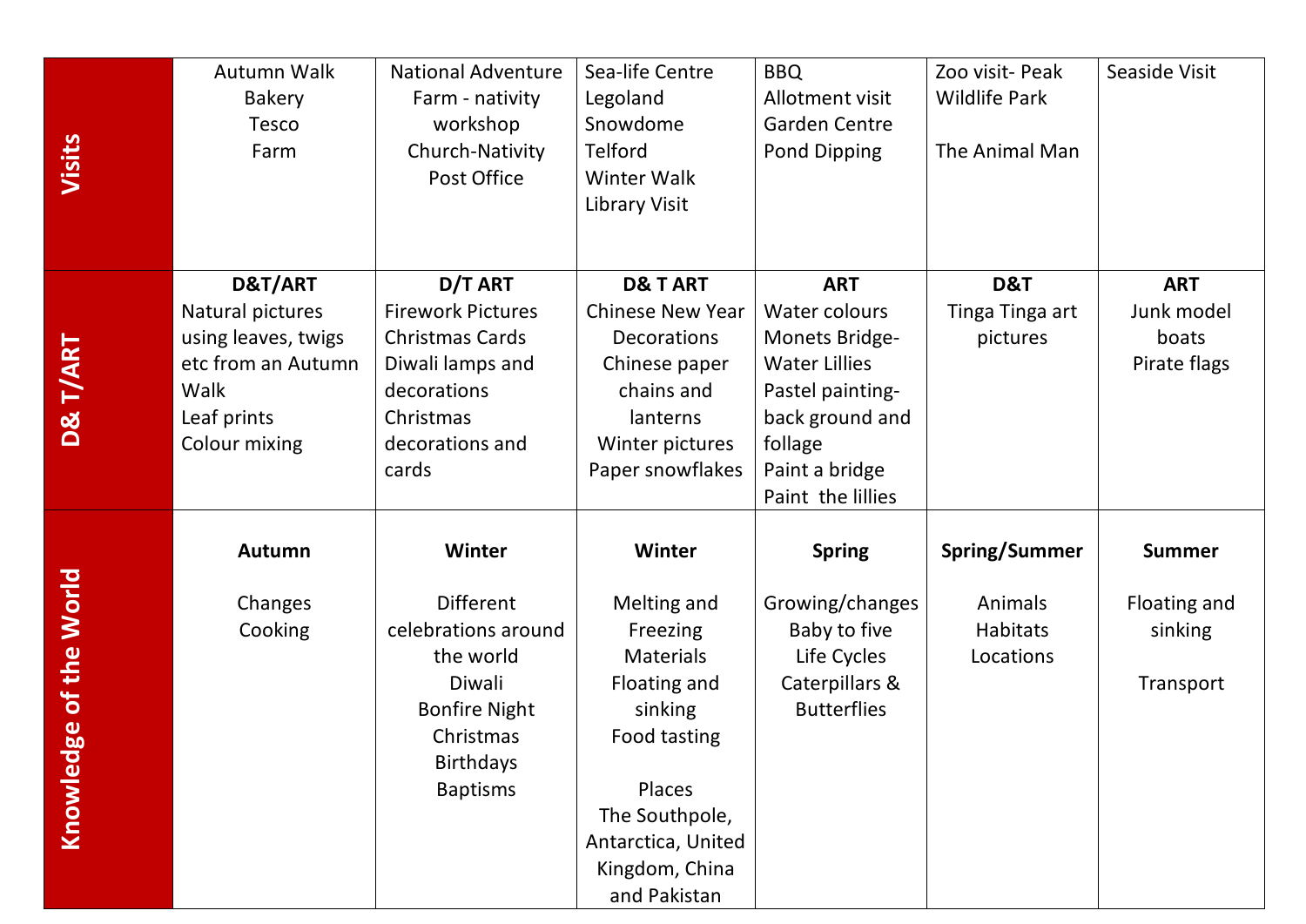| | | | | | | |
|---|---|---|---|---|---|---|
| **Visits** | Autumn Walk<br>Bakery<br>Tesco<br>Farm | National Adventure<br>Farm - nativity workshop<br>Church-Nativity<br>Post Office | Sea-life Centre<br>Legoland<br>Snowdome<br>Telford<br>Winter Walk<br>Library Visit | BBQ<br>Allotment visit<br>Garden Centre<br>Pond Dipping | Zoo visit- Peak Wildlife Park<br><br>The Animal Man | Seaside Visit |
| **D& T/ART** | **D&T/ART**<br>Natural pictures using leaves, twigs etc from an Autumn Walk<br>Leaf prints<br>Colour mixing | **D/T ART**<br>Firework Pictures<br>Christmas Cards<br>Diwali lamps and decorations<br>Christmas decorations and cards | **D& T ART**<br>Chinese New Year Decorations<br>Chinese paper chains and lanterns<br>Winter pictures<br>Paper snowflakes | **ART**<br>Water colours<br>Monets Bridge-Water Lillies<br>Pastel painting-back ground and follage<br>Paint a bridge<br>Paint the lillies | **D&T**<br>Tinga Tinga art pictures | **ART**<br>Junk model boats<br>Pirate flags |
| **Knowledge of the World** | **Autumn**<br><br>Changes<br>Cooking | **Winter**<br><br>Different celebrations around the world<br>Diwali<br>Bonfire Night<br>Christmas<br>Birthdays<br>Baptisms | **Winter**<br><br>Melting and Freezing<br>Materials<br>Floating and sinking<br>Food tasting<br><br>Places<br>The Southpole, Antarctica, United Kingdom, China and Pakistan | **Spring**<br><br>Growing/changes<br>Baby to five<br>Life Cycles<br>Caterpillars & Butterflies | **Spring/Summer**<br><br>Animals<br>Habitats<br>Locations | **Summer**<br><br>Floating and sinking<br><br>Transport |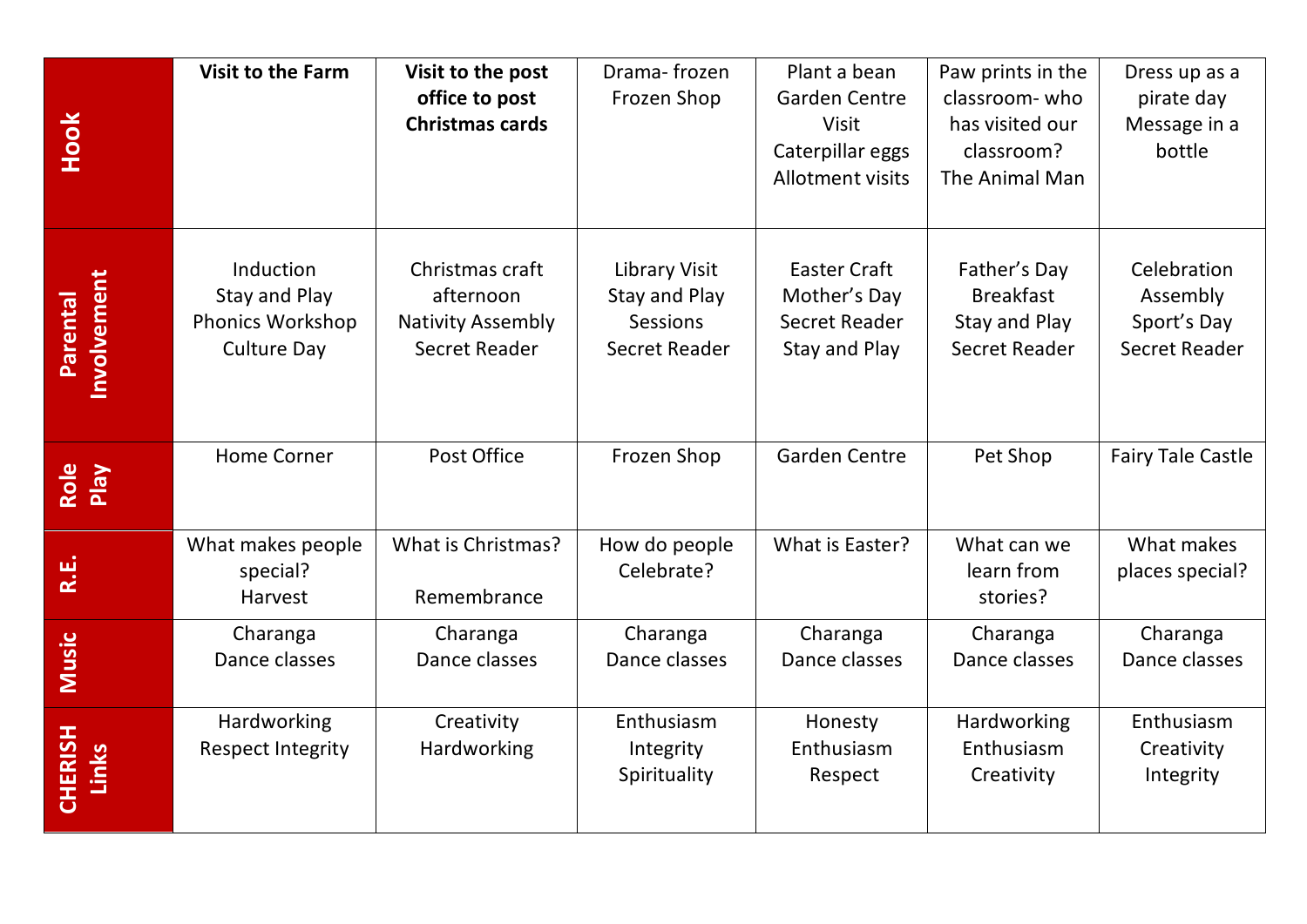| | | | | | | |
|---|---|---|---|---|---|---|
| **Hook** | **Visit to the Farm** | **Visit to the post office to post Christmas cards** | Drama- frozen<br>Frozen Shop | Plant a bean<br>Garden Centre Visit<br>Caterpillar eggs<br>Allotment visits | Paw prints in the classroom- who has visited our classroom?<br>The Animal Man | Dress up as a pirate day<br>Message in a bottle |
| **Parental Involvement** | Induction<br>Stay and Play<br>Phonics Workshop<br>Culture Day | Christmas craft afternoon<br>Nativity Assembly<br>Secret Reader | Library Visit<br>Stay and Play Sessions<br>Secret Reader | Easter Craft<br>Mother's Day<br>Secret Reader<br>Stay and Play | Father's Day Breakfast<br>Stay and Play<br>Secret Reader | Celebration Assembly<br>Sport's Day<br>Secret Reader |
| **Role Play** | Home Corner | Post Office | Frozen Shop | Garden Centre | Pet Shop | Fairy Tale Castle |
| **R.E.** | What makes people special?<br>Harvest | What is Christmas?<br><br>Remembrance | How do people Celebrate? | What is Easter? | What can we learn from stories? | What makes places special? |
| **Music** | Charanga<br>Dance classes | Charanga<br>Dance classes | Charanga<br>Dance classes | Charanga<br>Dance classes | Charanga<br>Dance classes | Charanga<br>Dance classes |
| **CHERISH Links** | Hardworking<br>Respect Integrity | Creativity<br>Hardworking | Enthusiasm<br>Integrity<br>Spirituality | Honesty<br>Enthusiasm<br>Respect | Hardworking<br>Enthusiasm<br>Creativity | Enthusiasm<br>Creativity<br>Integrity |